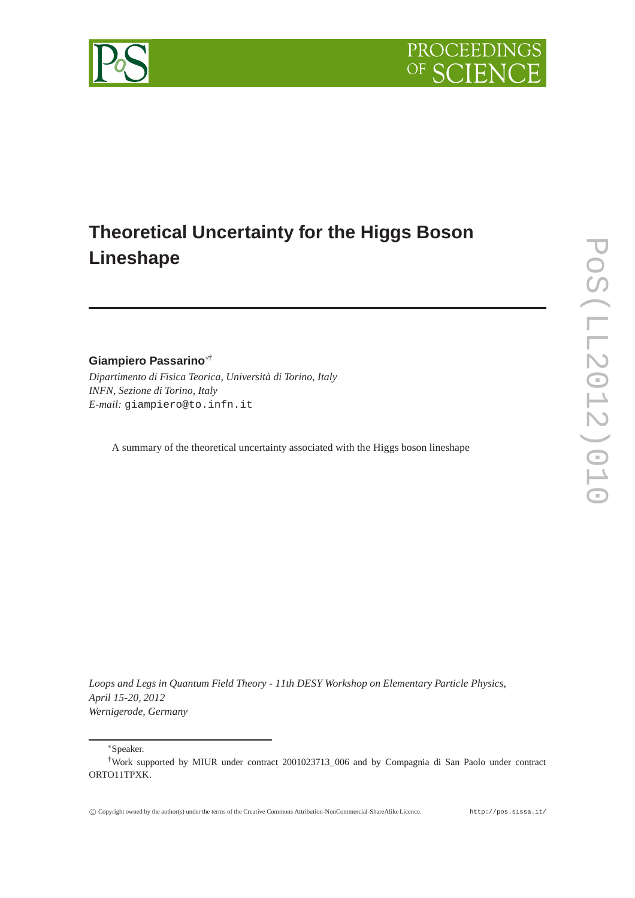# Theoretical Uncertainty for the Higgs Boson Lineshape

**Giampiero Passarino**[*†]

*Dipartimento di Fisica Teorica, Università di Torino, Italy*
*INFN, Sezione di Torino, Italy*
*E-mail:* giampiero@to.infn.it

A summary of the theoretical uncertainty associated with the Higgs boson lineshape

*Loops and Legs in Quantum Field Theory - 11th DESY Workshop on Elementary Particle Physics, April 15-20, 2012*
*Wernigerode, Germany*

[*] Speaker.

[†] Work supported by MIUR under contract 2001023713_006 and by Compagnia di San Paolo under contract ORTO11TPXK.

© Copyright owned by the author(s) under the terms of the Creative Commons Attribution-NonCommercial-ShareAlike Licence. http://pos.sissa.it/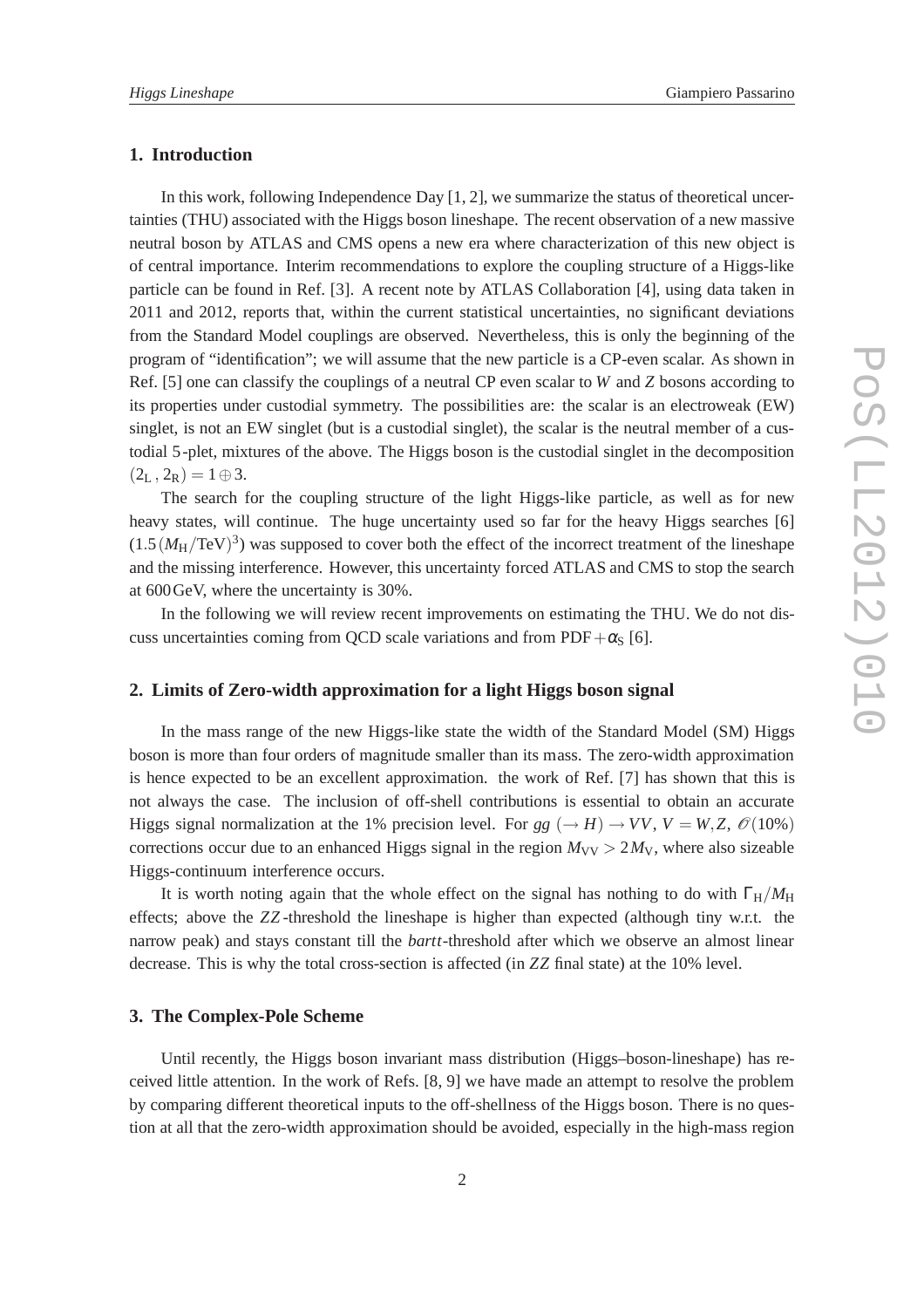## 1. Introduction

In this work, following Independence Day [1, 2], we summarize the status of theoretical uncertainties (THU) associated with the Higgs boson lineshape. The recent observation of a new massive neutral boson by ATLAS and CMS opens a new era where characterization of this new object is of central importance. Interim recommendations to explore the coupling structure of a Higgs-like particle can be found in Ref. [3]. A recent note by ATLAS Collaboration [4], using data taken in 2011 and 2012, reports that, within the current statistical uncertainties, no significant deviations from the Standard Model couplings are observed. Nevertheless, this is only the beginning of the program of "identification"; we will assume that the new particle is a CP-even scalar. As shown in Ref. [5] one can classify the couplings of a neutral CP even scalar to $W$ and $Z$ bosons according to its properties under custodial symmetry. The possibilities are: the scalar is an electroweak (EW) singlet, is not an EW singlet (but is a custodial singlet), the scalar is the neutral member of a custodial 5-plet, mixtures of the above. The Higgs boson is the custodial singlet in the decomposition $(2_{\mathrm{L}}, 2_{\mathrm{R}}) = 1 \oplus 3$.

The search for the coupling structure of the light Higgs-like particle, as well as for new heavy states, will continue. The huge uncertainty used so far for the heavy Higgs searches [6] $(1.5\,(M_{\mathrm{H}}/\mathrm{TeV})^3)$ was supposed to cover both the effect of the incorrect treatment of the lineshape and the missing interference. However, this uncertainty forced ATLAS and CMS to stop the search at $600\,\mathrm{GeV}$, where the uncertainty is 30%.

In the following we will review recent improvements on estimating the THU. We do not discuss uncertainties coming from QCD scale variations and from PDF$+\alpha_{\mathrm{S}}$ [6].

## 2. Limits of Zero-width approximation for a light Higgs boson signal

In the mass range of the new Higgs-like state the width of the Standard Model (SM) Higgs boson is more than four orders of magnitude smaller than its mass. The zero-width approximation is hence expected to be an excellent approximation. the work of Ref. [7] has shown that this is not always the case. The inclusion of off-shell contributions is essential to obtain an accurate Higgs signal normalization at the 1% precision level. For $gg\ (\to H) \to VV$, $V = W, Z$, $\mathscr{O}(10\%)$ corrections occur due to an enhanced Higgs signal in the region $M_{\mathrm{VV}} > 2M_{\mathrm{V}}$, where also sizeable Higgs-continuum interference occurs.

It is worth noting again that the whole effect on the signal has nothing to do with $\Gamma_{\mathrm{H}}/M_{\mathrm{H}}$ effects; above the $ZZ$-threshold the lineshape is higher than expected (although tiny w.r.t. the narrow peak) and stays constant till the *bartt*-threshold after which we observe an almost linear decrease. This is why the total cross-section is affected (in $ZZ$ final state) at the 10% level.

## 3. The Complex-Pole Scheme

Until recently, the Higgs boson invariant mass distribution (Higgs–boson-lineshape) has received little attention. In the work of Refs. [8, 9] we have made an attempt to resolve the problem by comparing different theoretical inputs to the off-shellness of the Higgs boson. There is no question at all that the zero-width approximation should be avoided, especially in the high-mass region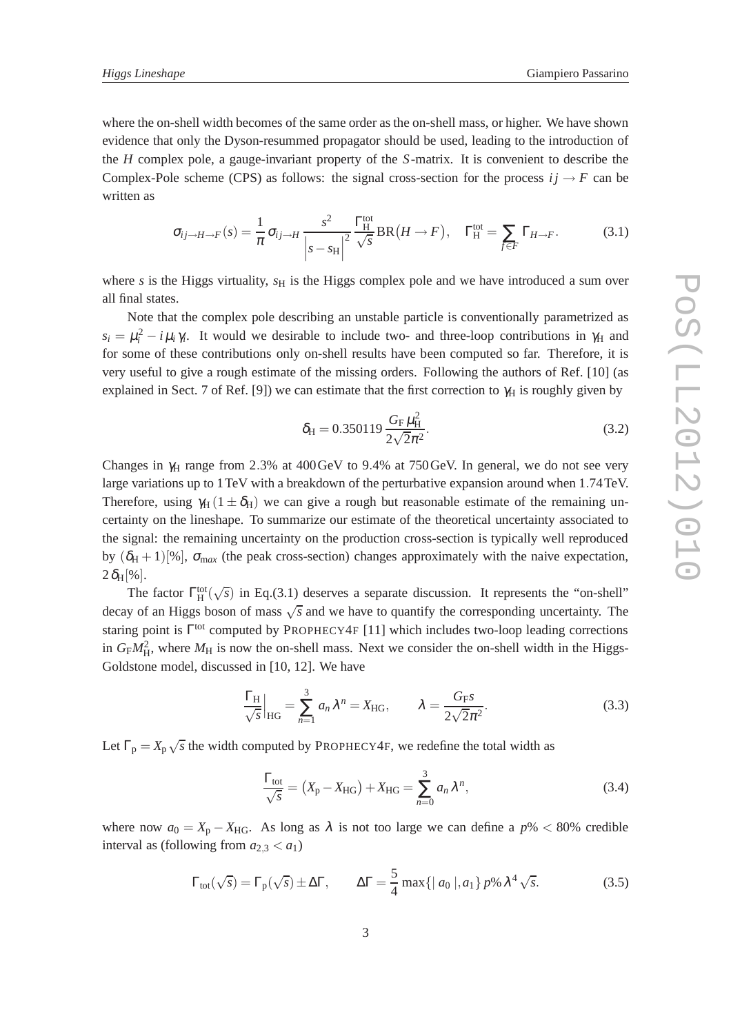where the on-shell width becomes of the same order as the on-shell mass, or higher. We have shown evidence that only the Dyson-resummed propagator should be used, leading to the introduction of the $H$ complex pole, a gauge-invariant property of the $S$-matrix. It is convenient to describe the Complex-Pole scheme (CPS) as follows: the signal cross-section for the process $ij \to F$ can be written as

$$\sigma_{ij\to H\to F}(s) = \frac{1}{\pi}\,\sigma_{ij\to H}\,\frac{s^2}{\left|s-s_{\rm H}\right|^2}\,\frac{\Gamma^{\rm tot}_{\rm H}}{\sqrt{s}}\,{\rm BR}\big(H\to F\big), \quad \Gamma^{\rm tot}_{\rm H} = \sum_{f\in F}\Gamma_{H\to F}. \tag{3.1}$$

where $s$ is the Higgs virtuality, $s_{\rm H}$ is the Higgs complex pole and we have introduced a sum over all final states.

Note that the complex pole describing an unstable particle is conventionally parametrized as $s_i = \mu_i^2 - i\,\mu_i\,\gamma_i$. It would we desirable to include two- and three-loop contributions in $\gamma_{\rm H}$ and for some of these contributions only on-shell results have been computed so far. Therefore, it is very useful to give a rough estimate of the missing orders. Following the authors of Ref. [10] (as explained in Sect. 7 of Ref. [9]) we can estimate that the first correction to $\gamma_{\rm H}$ is roughly given by

$$\delta_{\rm H} = 0.350119\,\frac{G_{\rm F}\,\mu_{\rm H}^2}{2\sqrt{2}\pi^2}. \tag{3.2}$$

Changes in $\gamma_{\rm H}$ range from 2.3% at 400 GeV to 9.4% at 750 GeV. In general, we do not see very large variations up to 1 TeV with a breakdown of the perturbative expansion around when 1.74 TeV. Therefore, using $\gamma_{\rm H}\,(1\pm\delta_{\rm H})$ we can give a rough but reasonable estimate of the remaining uncertainty on the lineshape. To summarize our estimate of the theoretical uncertainty associated to the signal: the remaining uncertainty on the production cross-section is typically well reproduced by $(\delta_{\rm H}+1)[\%]$, $\sigma_{\rm max}$ (the peak cross-section) changes approximately with the naive expectation, $2\,\delta_{\rm H}[\%]$.

The factor $\Gamma^{\rm tot}_{\rm H}(\sqrt{s})$ in Eq.(3.1) deserves a separate discussion. It represents the "on-shell" decay of an Higgs boson of mass $\sqrt{s}$ and we have to quantify the corresponding uncertainty. The staring point is $\Gamma^{\rm tot}$ computed by PROPHECY4F [11] which includes two-loop leading corrections in $G_{\rm F}M_{\rm H}^2$, where $M_{\rm H}$ is now the on-shell mass. Next we consider the on-shell width in the Higgs-Goldstone model, discussed in [10, 12]. We have

$$\frac{\Gamma_{\rm H}}{\sqrt{s}}\Big|_{\rm HG} = \sum_{n=1}^{3} a_n\,\lambda^n = X_{\rm HG}, \qquad \lambda = \frac{G_{\rm F}s}{2\sqrt{2}\pi^2}. \tag{3.3}$$

Let $\Gamma_{\rm p} = X_{\rm p}\sqrt{s}$ the width computed by PROPHECY4F, we redefine the total width as

$$\frac{\Gamma_{\rm tot}}{\sqrt{s}} = \big(X_{\rm p} - X_{\rm HG}\big) + X_{\rm HG} = \sum_{n=0}^{3} a_n\,\lambda^n, \tag{3.4}$$

where now $a_0 = X_{\rm p} - X_{\rm HG}$. As long as $\lambda$ is not too large we can define a $p\% < 80\%$ credible interval as (following from $a_{2,3} < a_1$)

$$\Gamma_{\rm tot}(\sqrt{s}) = \Gamma_{\rm p}(\sqrt{s}) \pm \Delta\Gamma, \qquad \Delta\Gamma = \frac{5}{4}\,\max\{|\,a_0\,|, a_1\}\,p\%\,\lambda^4\,\sqrt{s}. \tag{3.5}$$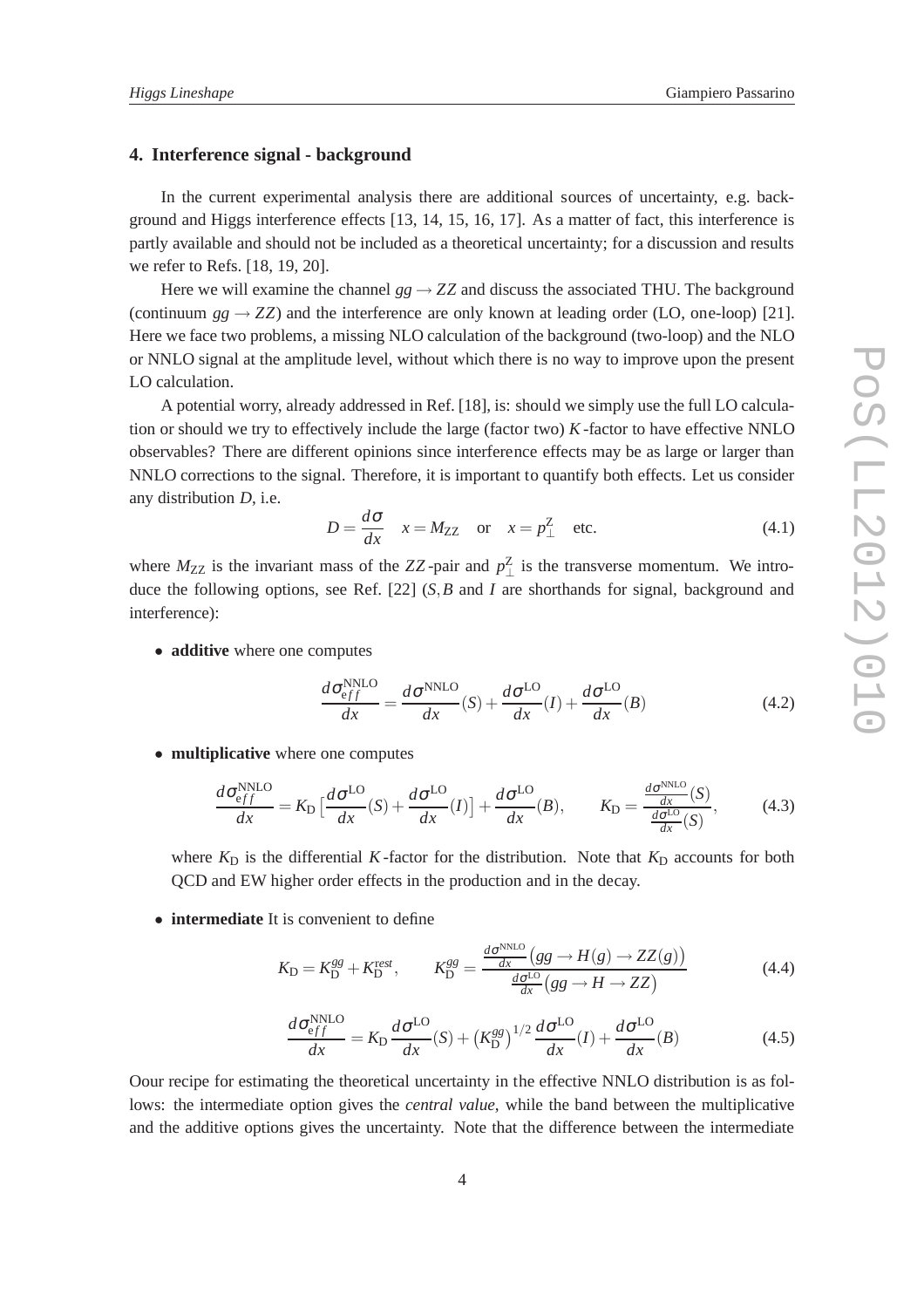## 4. Interference signal - background

In the current experimental analysis there are additional sources of uncertainty, e.g. background and Higgs interference effects [13, 14, 15, 16, 17]. As a matter of fact, this interference is partly available and should not be included as a theoretical uncertainty; for a discussion and results we refer to Refs. [18, 19, 20].

Here we will examine the channel $gg \to ZZ$ and discuss the associated THU. The background (continuum $gg \to ZZ$) and the interference are only known at leading order (LO, one-loop) [21]. Here we face two problems, a missing NLO calculation of the background (two-loop) and the NLO or NNLO signal at the amplitude level, without which there is no way to improve upon the present LO calculation.

A potential worry, already addressed in Ref. [18], is: should we simply use the full LO calculation or should we try to effectively include the large (factor two) $K$-factor to have effective NNLO observables? There are different opinions since interference effects may be as large or larger than NNLO corrections to the signal. Therefore, it is important to quantify both effects. Let us consider any distribution $D$, i.e.

$$D = \frac{d\sigma}{dx} \quad x = M_{\rm ZZ} \quad \text{or} \quad x = p_{\perp}^{\rm Z} \quad \text{etc.} \tag{4.1}$$

where $M_{\rm ZZ}$ is the invariant mass of the $ZZ$-pair and $p_{\perp}^{\rm Z}$ is the transverse momentum. We introduce the following options, see Ref. [22] ($S, B$ and $I$ are shorthands for signal, background and interference):

- **additive** where one computes

$$\frac{d\sigma^{\rm NNLO}_{eff}}{dx} = \frac{d\sigma^{\rm NNLO}}{dx}(S) + \frac{d\sigma^{\rm LO}}{dx}(I) + \frac{d\sigma^{\rm LO}}{dx}(B) \tag{4.2}$$

- **multiplicative** where one computes

$$\frac{d\sigma^{\rm NNLO}_{eff}}{dx} = K_{\rm D}\left[\frac{d\sigma^{\rm LO}}{dx}(S) + \frac{d\sigma^{\rm LO}}{dx}(I)\right] + \frac{d\sigma^{\rm LO}}{dx}(B), \qquad K_{\rm D} = \frac{\frac{d\sigma^{\rm NNLO}}{dx}(S)}{\frac{d\sigma^{\rm LO}}{dx}(S)}, \tag{4.3}$$

  where $K_{\rm D}$ is the differential $K$-factor for the distribution. Note that $K_{\rm D}$ accounts for both QCD and EW higher order effects in the production and in the decay.

- **intermediate** It is convenient to define

$$K_{\rm D} = K_{\rm D}^{gg} + K_{\rm D}^{\rm rest}, \qquad K_{\rm D}^{gg} = \frac{\frac{d\sigma^{\rm NNLO}}{dx}\big(gg \to H(g) \to ZZ(g)\big)}{\frac{d\sigma^{\rm LO}}{dx}\big(gg \to H \to ZZ\big)} \tag{4.4}$$

$$\frac{d\sigma^{\rm NNLO}_{eff}}{dx} = K_{\rm D}\frac{d\sigma^{\rm LO}}{dx}(S) + \left(K_{\rm D}^{gg}\right)^{1/2}\frac{d\sigma^{\rm LO}}{dx}(I) + \frac{d\sigma^{\rm LO}}{dx}(B) \tag{4.5}$$

Oour recipe for estimating the theoretical uncertainty in the effective NNLO distribution is as follows: the intermediate option gives the *central value*, while the band between the multiplicative and the additive options gives the uncertainty. Note that the difference between the intermediate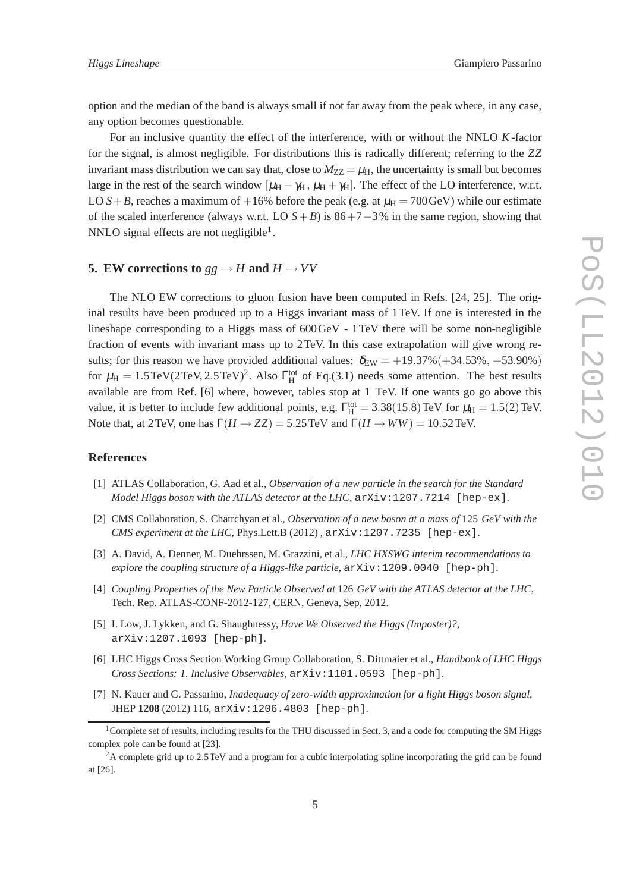option and the median of the band is always small if not far away from the peak where, in any case, any option becomes questionable.

For an inclusive quantity the effect of the interference, with or without the NNLO $K$-factor for the signal, is almost negligible. For distributions this is radically different; referring to the $ZZ$ invariant mass distribution we can say that, close to $M_{ZZ} = \mu_{\rm H}$, the uncertainty is small but becomes large in the rest of the search window $[\mu_{\rm H} - \gamma_{\rm H}, \mu_{\rm H} + \gamma_{\rm H}]$. The effect of the LO interference, w.r.t. LO $S+B$, reaches a maximum of $+16\%$ before the peak (e.g. at $\mu_{\rm H} = 700\,$GeV) while our estimate of the scaled interference (always w.r.t. LO $S+B$) is $86+7-3\%$ in the same region, showing that NNLO signal effects are not negligible[1].

## 5. EW corrections to $gg \to H$ and $H \to VV$

The NLO EW corrections to gluon fusion have been computed in Refs. [24, 25]. The original results have been produced up to a Higgs invariant mass of 1 TeV. If one is interested in the lineshape corresponding to a Higgs mass of 600 GeV - 1 TeV there will be some non-negligible fraction of events with invariant mass up to 2 TeV. In this case extrapolation will give wrong results; for this reason we have provided additional values: $\delta_{\rm EW} = +19.37\%(+34.53\%, +53.90\%)$ for $\mu_{\rm H} = 1.5\,\text{TeV}(2\,\text{TeV}, 2.5\,\text{TeV})$[2]. Also $\Gamma^{\rm tot}_{\rm H}$ of Eq.(3.1) needs some attention. The best results available are from Ref. [6] where, however, tables stop at 1 TeV. If one wants go go above this value, it is better to include few additional points, e.g. $\Gamma^{\rm tot}_{\rm H} = 3.38(15.8)\,$TeV for $\mu_{\rm H} = 1.5(2)\,$TeV. Note that, at 2 TeV, one has $\Gamma(H \to ZZ) = 5.25\,$TeV and $\Gamma(H \to WW) = 10.52\,$TeV.

## References

[1] ATLAS Collaboration, G. Aad et al., *Observation of a new particle in the search for the Standard Model Higgs boson with the ATLAS detector at the LHC*, arXiv:1207.7214 [hep-ex].

[2] CMS Collaboration, S. Chatrchyan et al., *Observation of a new boson at a mass of 125 GeV with the CMS experiment at the LHC*, Phys.Lett.B (2012) , arXiv:1207.7235 [hep-ex].

[3] A. David, A. Denner, M. Duehrssen, M. Grazzini, et al., *LHC HXSWG interim recommendations to explore the coupling structure of a Higgs-like particle*, arXiv:1209.0040 [hep-ph].

[4] *Coupling Properties of the New Particle Observed at 126 GeV with the ATLAS detector at the LHC*, Tech. Rep. ATLAS-CONF-2012-127, CERN, Geneva, Sep, 2012.

[5] I. Low, J. Lykken, and G. Shaughnessy, *Have We Observed the Higgs (Imposter)?*, arXiv:1207.1093 [hep-ph].

[6] LHC Higgs Cross Section Working Group Collaboration, S. Dittmaier et al., *Handbook of LHC Higgs Cross Sections: 1. Inclusive Observables*, arXiv:1101.0593 [hep-ph].

[7] N. Kauer and G. Passarino, *Inadequacy of zero-width approximation for a light Higgs boson signal*, JHEP **1208** (2012) 116, arXiv:1206.4803 [hep-ph].

---

[1] Complete set of results, including results for the THU discussed in Sect. 3, and a code for computing the SM Higgs complex pole can be found at [23].

[2] A complete grid up to 2.5 TeV and a program for a cubic interpolating spline incorporating the grid can be found at [26].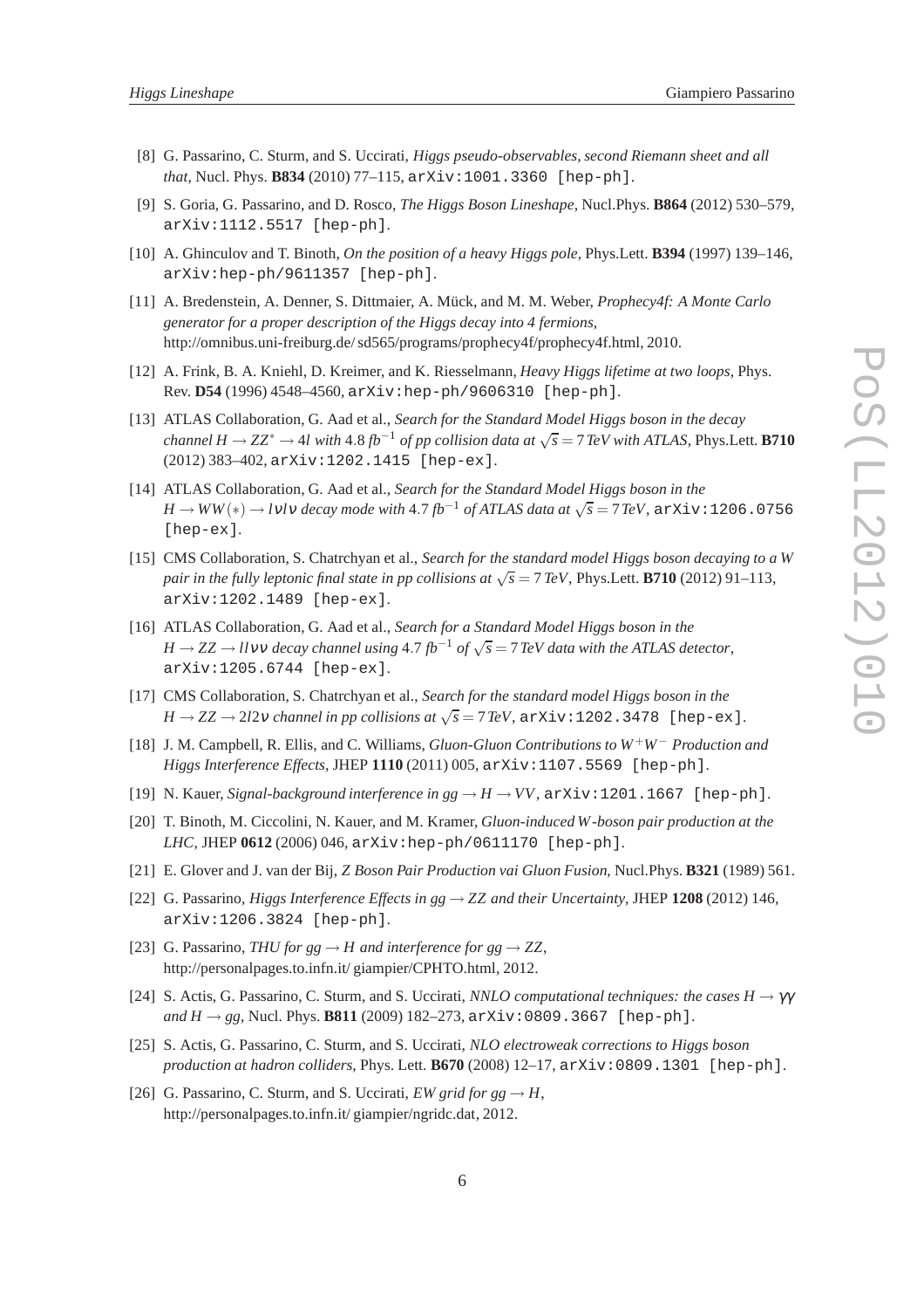[8] G. Passarino, C. Sturm, and S. Uccirati, *Higgs pseudo-observables, second Riemann sheet and all that*, Nucl. Phys. **B834** (2010) 77–115, arXiv:1001.3360 [hep-ph].

[9] S. Goria, G. Passarino, and D. Rosco, *The Higgs Boson Lineshape*, Nucl.Phys. **B864** (2012) 530–579, arXiv:1112.5517 [hep-ph].

[10] A. Ghinculov and T. Binoth, *On the position of a heavy Higgs pole*, Phys.Lett. **B394** (1997) 139–146, arXiv:hep-ph/9611357 [hep-ph].

[11] A. Bredenstein, A. Denner, S. Dittmaier, A. Mück, and M. M. Weber, *Prophecy4f: A Monte Carlo generator for a proper description of the Higgs decay into 4 fermions*, http://omnibus.uni-freiburg.de/ sd565/programs/prophecy4f/prophecy4f.html, 2010.

[12] A. Frink, B. A. Kniehl, D. Kreimer, and K. Riesselmann, *Heavy Higgs lifetime at two loops*, Phys. Rev. **D54** (1996) 4548–4560, arXiv:hep-ph/9606310 [hep-ph].

[13] ATLAS Collaboration, G. Aad et al., *Search for the Standard Model Higgs boson in the decay channel $H \to ZZ^* \to 4l$ with 4.8 $fb^{-1}$ of pp collision data at $\sqrt{s} = 7\,TeV$ with ATLAS*, Phys.Lett. **B710** (2012) 383–402, arXiv:1202.1415 [hep-ex].

[14] ATLAS Collaboration, G. Aad et al., *Search for the Standard Model Higgs boson in the $H \to WW(*) \to l\nu l\nu$ decay mode with 4.7 $fb^{-1}$ of ATLAS data at $\sqrt{s} = 7\,TeV$*, arXiv:1206.0756 [hep-ex].

[15] CMS Collaboration, S. Chatrchyan et al., *Search for the standard model Higgs boson decaying to a W pair in the fully leptonic final state in pp collisions at $\sqrt{s} = 7\,TeV$*, Phys.Lett. **B710** (2012) 91–113, arXiv:1202.1489 [hep-ex].

[16] ATLAS Collaboration, G. Aad et al., *Search for a Standard Model Higgs boson in the $H \to ZZ \to ll\nu\nu$ decay channel using 4.7 $fb^{-1}$ of $\sqrt{s} = 7\,TeV$ data with the ATLAS detector*, arXiv:1205.6744 [hep-ex].

[17] CMS Collaboration, S. Chatrchyan et al., *Search for the standard model Higgs boson in the $H \to ZZ \to 2l2\nu$ channel in pp collisions at $\sqrt{s} = 7\,TeV$*, arXiv:1202.3478 [hep-ex].

[18] J. M. Campbell, R. Ellis, and C. Williams, *Gluon-Gluon Contributions to $W^+W^-$ Production and Higgs Interference Effects*, JHEP **1110** (2011) 005, arXiv:1107.5569 [hep-ph].

[19] N. Kauer, *Signal-background interference in $gg \to H \to VV$*, arXiv:1201.1667 [hep-ph].

[20] T. Binoth, M. Ciccolini, N. Kauer, and M. Kramer, *Gluon-induced W-boson pair production at the LHC*, JHEP **0612** (2006) 046, arXiv:hep-ph/0611170 [hep-ph].

[21] E. Glover and J. van der Bij, *Z Boson Pair Production vai Gluon Fusion*, Nucl.Phys. **B321** (1989) 561.

[22] G. Passarino, *Higgs Interference Effects in $gg \to ZZ$ and their Uncertainty*, JHEP **1208** (2012) 146, arXiv:1206.3824 [hep-ph].

[23] G. Passarino, *THU for $gg \to H$ and interference for $gg \to ZZ$*, http://personalpages.to.infn.it/ giampier/CPHTO.html, 2012.

[24] S. Actis, G. Passarino, C. Sturm, and S. Uccirati, *NNLO computational techniques: the cases $H \to \gamma\gamma$ and $H \to gg$*, Nucl. Phys. **B811** (2009) 182–273, arXiv:0809.3667 [hep-ph].

[25] S. Actis, G. Passarino, C. Sturm, and S. Uccirati, *NLO electroweak corrections to Higgs boson production at hadron colliders*, Phys. Lett. **B670** (2008) 12–17, arXiv:0809.1301 [hep-ph].

[26] G. Passarino, C. Sturm, and S. Uccirati, *EW grid for $gg \to H$*, http://personalpages.to.infn.it/ giampier/ngridc.dat, 2012.